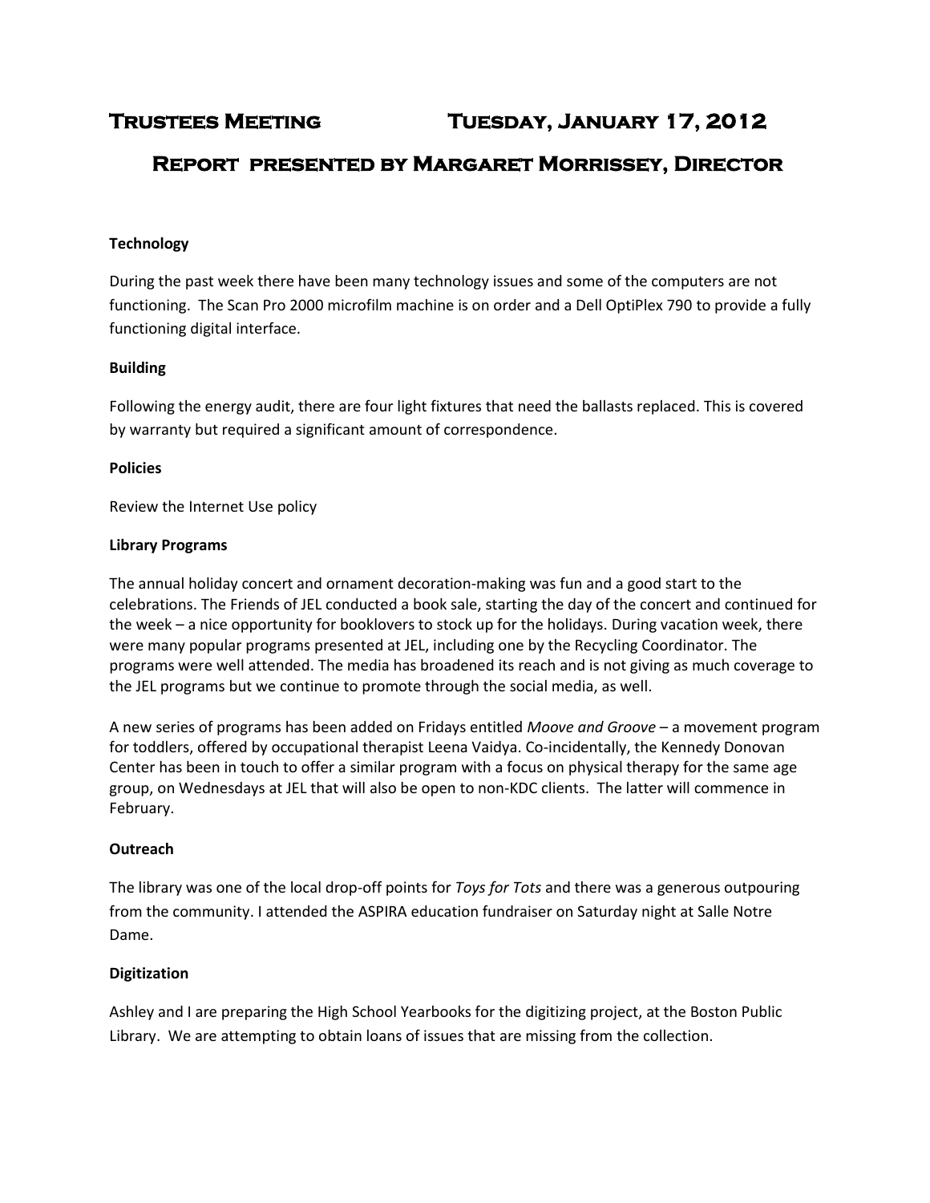# Trustees Meeting Tuesday, January 17, 2012

## Report presented by Margaret Morrissey, Director

**Technology**

During the past week there have been many technology issues and some of the computers are not functioning. The Scan Pro 2000 microfilm machine is on order and a Dell OptiPlex 790 to provide a fully functioning digital interface.

**Building**

Following the energy audit, there are four light fixtures that need the ballasts replaced. This is covered by warranty but required a significant amount of correspondence.

**Policies**

Review the Internet Use policy

**Library Programs**

The annual holiday concert and ornament decoration-making was fun and a good start to the celebrations. The Friends of JEL conducted a book sale, starting the day of the concert and continued for the week – a nice opportunity for booklovers to stock up for the holidays. During vacation week, there were many popular programs presented at JEL, including one by the Recycling Coordinator. The programs were well attended. The media has broadened its reach and is not giving as much coverage to the JEL programs but we continue to promote through the social media, as well.

A new series of programs has been added on Fridays entitled *Moove and Groove* – a movement program for toddlers, offered by occupational therapist Leena Vaidya. Co-incidentally, the Kennedy Donovan Center has been in touch to offer a similar program with a focus on physical therapy for the same age group, on Wednesdays at JEL that will also be open to non-KDC clients. The latter will commence in February.

**Outreach**

The library was one of the local drop-off points for *Toys for Tots* and there was a generous outpouring from the community. I attended the ASPIRA education fundraiser on Saturday night at Salle Notre Dame.

**Digitization**

Ashley and I are preparing the High School Yearbooks for the digitizing project, at the Boston Public Library. We are attempting to obtain loans of issues that are missing from the collection.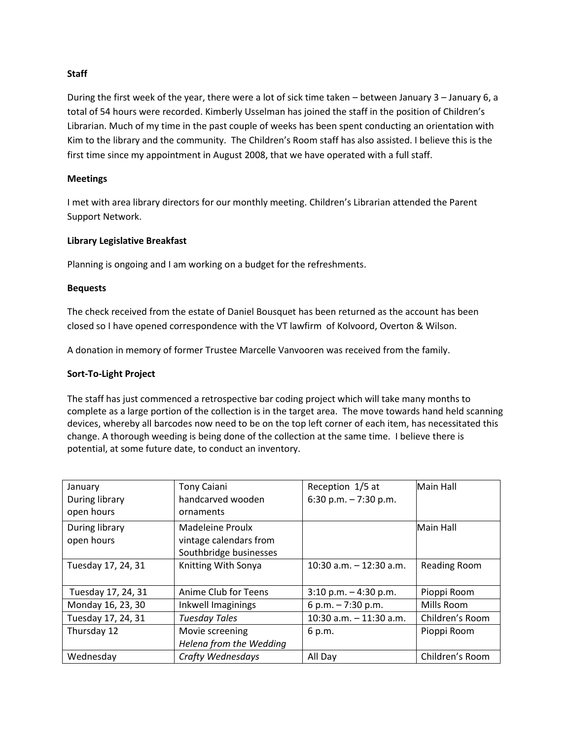**Staff**

During the first week of the year, there were a lot of sick time taken – between January 3 – January 6, a total of 54 hours were recorded. Kimberly Usselman has joined the staff in the position of Children's Librarian. Much of my time in the past couple of weeks has been spent conducting an orientation with Kim to the library and the community. The Children's Room staff has also assisted. I believe this is the first time since my appointment in August 2008, that we have operated with a full staff.

**Meetings**

I met with area library directors for our monthly meeting. Children's Librarian attended the Parent Support Network.

**Library Legislative Breakfast**

Planning is ongoing and I am working on a budget for the refreshments.

**Bequests**

The check received from the estate of Daniel Bousquet has been returned as the account has been closed so I have opened correspondence with the VT lawfirm of Kolvoord, Overton & Wilson.

A donation in memory of former Trustee Marcelle Vanvooren was received from the family.

**Sort-To-Light Project**

The staff has just commenced a retrospective bar coding project which will take many months to complete as a large portion of the collection is in the target area. The move towards hand held scanning devices, whereby all barcodes now need to be on the top left corner of each item, has necessitated this change. A thorough weeding is being done of the collection at the same time. I believe there is potential, at some future date, to conduct an inventory.

| | | | |
|---|---|---|---|
| January During library open hours | Tony Caiani handcarved wooden ornaments | Reception 1/5 at 6:30 p.m. – 7:30 p.m. | Main Hall |
| During library open hours | Madeleine Proulx vintage calendars from Southbridge businesses | | Main Hall |
| Tuesday 17, 24, 31 | Knitting With Sonya | 10:30 a.m. – 12:30 a.m. | Reading Room |
| Tuesday 17, 24, 31 | Anime Club for Teens | 3:10 p.m. – 4:30 p.m. | Pioppi Room |
| Monday 16, 23, 30 | Inkwell Imaginings | 6 p.m. – 7:30 p.m. | Mills Room |
| Tuesday 17, 24, 31 | *Tuesday Tales* | 10:30 a.m. – 11:30 a.m. | Children's Room |
| Thursday 12 | Movie screening *Helena from the Wedding* | 6 p.m. | Pioppi Room |
| Wednesday | *Crafty Wednesdays* | All Day | Children's Room |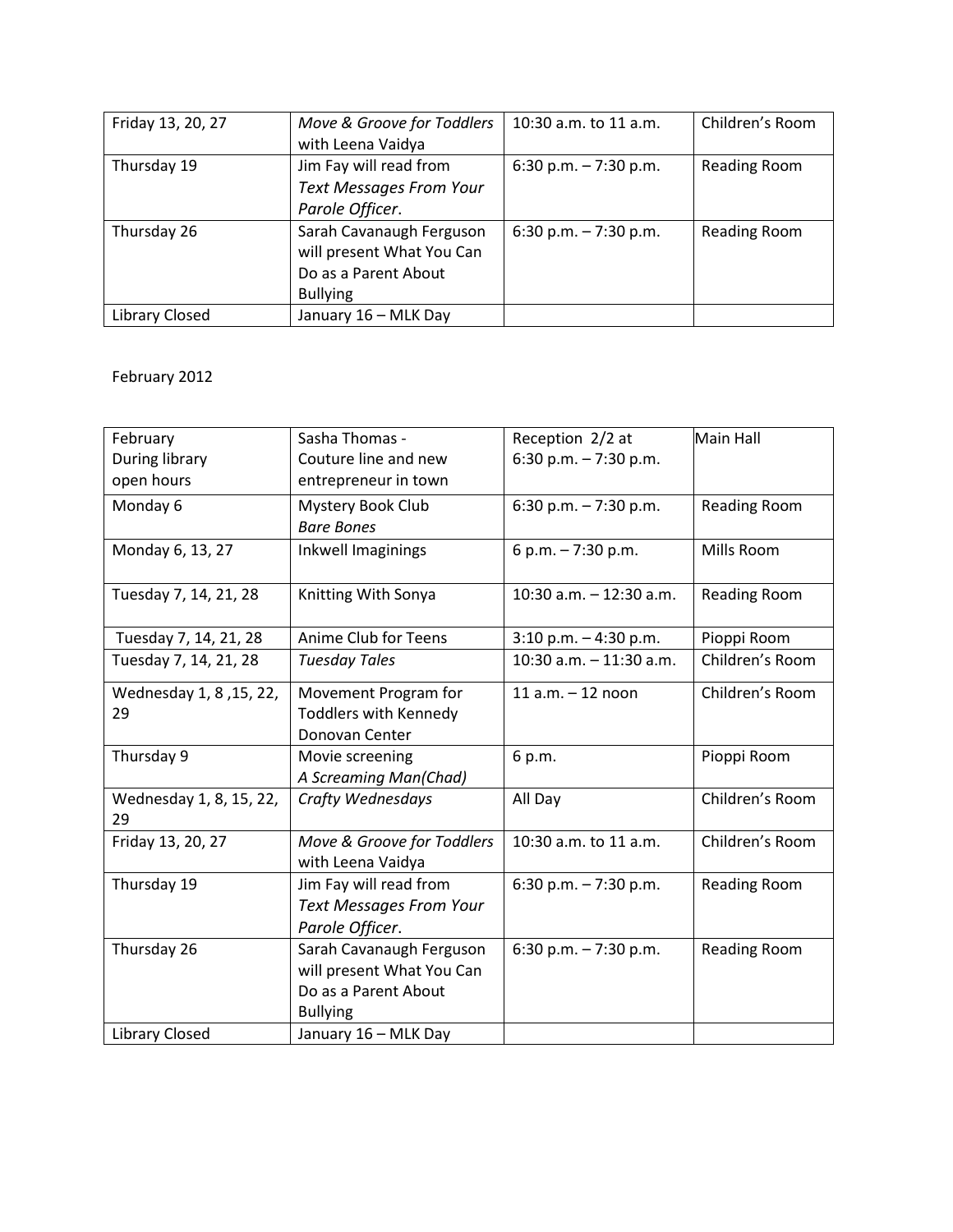| | | | |
|---|---|---|---|
| Friday 13, 20, 27 | *Move & Groove for Toddlers* with Leena Vaidya | 10:30 a.m. to 11 a.m. | Children's Room |
| Thursday 19 | Jim Fay will read from *Text Messages From Your Parole Officer*. | 6:30 p.m. – 7:30 p.m. | Reading Room |
| Thursday 26 | Sarah Cavanaugh Ferguson will present What You Can Do as a Parent About Bullying | 6:30 p.m. – 7:30 p.m. | Reading Room |
| Library Closed | January 16 – MLK Day | | |

February 2012

| | | | |
|---|---|---|---|
| February During library open hours | Sasha Thomas - Couture line and new entrepreneur in town | Reception 2/2 at 6:30 p.m. – 7:30 p.m. | Main Hall |
| Monday 6 | Mystery Book Club *Bare Bones* | 6:30 p.m. – 7:30 p.m. | Reading Room |
| Monday 6, 13, 27 | Inkwell Imaginings | 6 p.m. – 7:30 p.m. | Mills Room |
| Tuesday 7, 14, 21, 28 | Knitting With Sonya | 10:30 a.m. – 12:30 a.m. | Reading Room |
| Tuesday 7, 14, 21, 28 | Anime Club for Teens | 3:10 p.m. – 4:30 p.m. | Pioppi Room |
| Tuesday 7, 14, 21, 28 | *Tuesday Tales* | 10:30 a.m. – 11:30 a.m. | Children's Room |
| Wednesday 1, 8 ,15, 22, 29 | Movement Program for Toddlers with Kennedy Donovan Center | 11 a.m. – 12 noon | Children's Room |
| Thursday 9 | Movie screening *A Screaming Man(Chad)* | 6 p.m. | Pioppi Room |
| Wednesday 1, 8, 15, 22, 29 | *Crafty Wednesdays* | All Day | Children's Room |
| Friday 13, 20, 27 | *Move & Groove for Toddlers* with Leena Vaidya | 10:30 a.m. to 11 a.m. | Children's Room |
| Thursday 19 | Jim Fay will read from *Text Messages From Your Parole Officer*. | 6:30 p.m. – 7:30 p.m. | Reading Room |
| Thursday 26 | Sarah Cavanaugh Ferguson will present What You Can Do as a Parent About Bullying | 6:30 p.m. – 7:30 p.m. | Reading Room |
| Library Closed | January 16 – MLK Day | | |